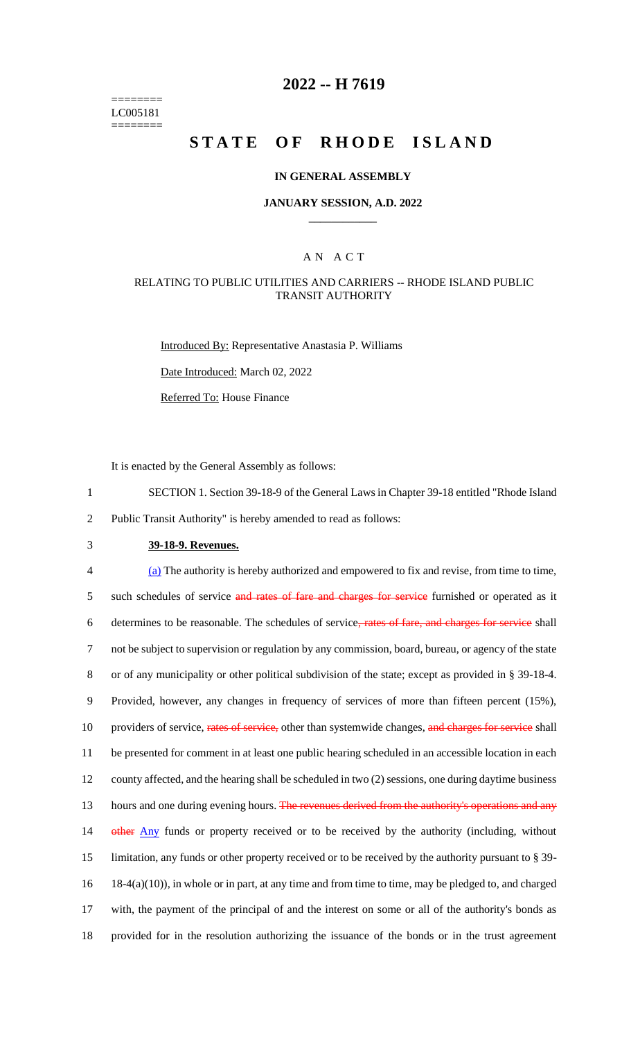========
LC005181
========

# 2022 -- H 7619

# STATE OF RHODE ISLAND

## IN GENERAL ASSEMBLY

### JANUARY SESSION, A.D. 2022

A N A C T

RELATING TO PUBLIC UTILITIES AND CARRIERS -- RHODE ISLAND PUBLIC TRANSIT AUTHORITY

Introduced By: Representative Anastasia P. Williams

Date Introduced: March 02, 2022

Referred To: House Finance

It is enacted by the General Assembly as follows:

1 SECTION 1. Section 39-18-9 of the General Laws in Chapter 39-18 entitled "Rhode Island
2 Public Transit Authority" is hereby amended to read as follows:

3 **39-18-9. Revenues.**

4 (a) The authority is hereby authorized and empowered to fix and revise, from time to time,
5 such schedules of service ~~and rates of fare and charges for service~~ furnished or operated as it
6 determines to be reasonable. The schedules of service~~, rates of fare, and charges for service~~ shall
7 not be subject to supervision or regulation by any commission, board, bureau, or agency of the state
8 or of any municipality or other political subdivision of the state; except as provided in § 39-18-4.
9 Provided, however, any changes in frequency of services of more than fifteen percent (15%),
10 providers of service, ~~rates of service,~~ other than systemwide changes, ~~and charges for service~~ shall
11 be presented for comment in at least one public hearing scheduled in an accessible location in each
12 county affected, and the hearing shall be scheduled in two (2) sessions, one during daytime business
13 hours and one during evening hours. ~~The revenues derived from the authority's operations and any~~
14 ~~other~~ Any funds or property received or to be received by the authority (including, without
15 limitation, any funds or other property received or to be received by the authority pursuant to § 39-
16 18-4(a)(10)), in whole or in part, at any time and from time to time, may be pledged to, and charged
17 with, the payment of the principal of and the interest on some or all of the authority's bonds as
18 provided for in the resolution authorizing the issuance of the bonds or in the trust agreement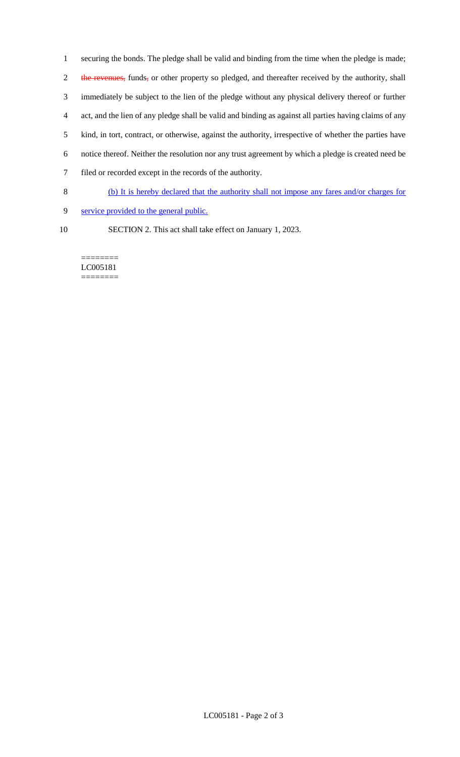securing the bonds. The pledge shall be valid and binding from the time when the pledge is made; ~~the revenues,~~ funds~~,~~ or other property so pledged, and thereafter received by the authority, shall immediately be subject to the lien of the pledge without any physical delivery thereof or further act, and the lien of any pledge shall be valid and binding as against all parties having claims of any kind, in tort, contract, or otherwise, against the authority, irrespective of whether the parties have notice thereof. Neither the resolution nor any trust agreement by which a pledge is created need be filed or recorded except in the records of the authority.

<u>(b) It is hereby declared that the authority shall not impose any fares and/or charges for service provided to the general public.</u>

SECTION 2. This act shall take effect on January 1, 2023.

========
LC005181
========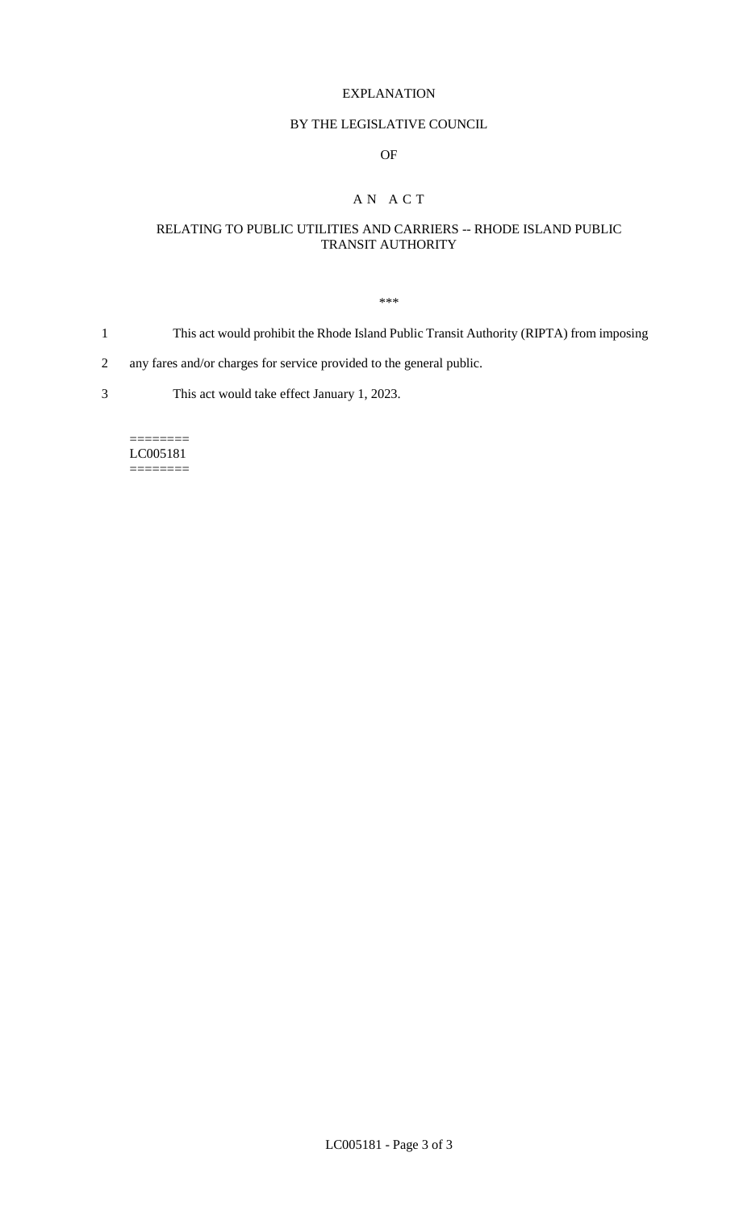EXPLANATION

BY THE LEGISLATIVE COUNCIL

OF

A N A C T

RELATING TO PUBLIC UTILITIES AND CARRIERS -- RHODE ISLAND PUBLIC TRANSIT AUTHORITY

\*\*\*

1 This act would prohibit the Rhode Island Public Transit Authority (RIPTA) from imposing

2 any fares and/or charges for service provided to the general public.

3 This act would take effect January 1, 2023.

========
LC005181
========